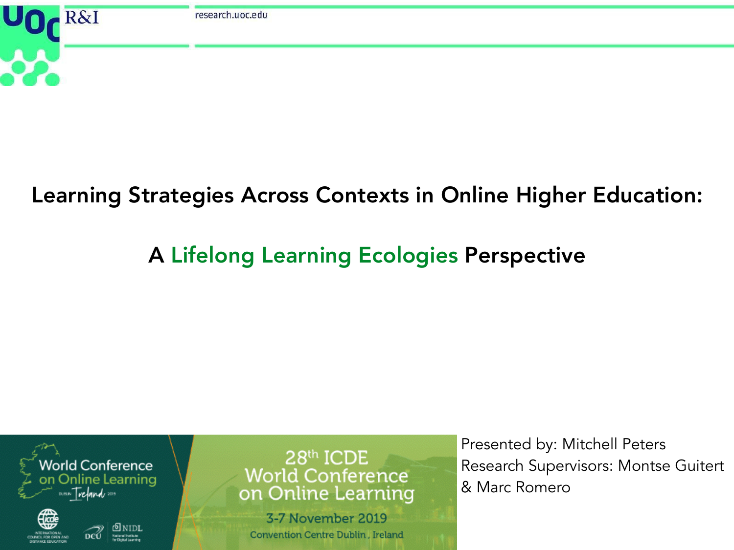# Learning Strategies Across Contexts in Online Higher Education:

## A Lifelong Learning Ecologies Perspective

28th ICDE World Conference on Online Learning

3-7 November 2019

Convention Centre Dublin, Ireland

Presented by: Mitchell Peters
Research Supervisors: Montse Guitert & Marc Romero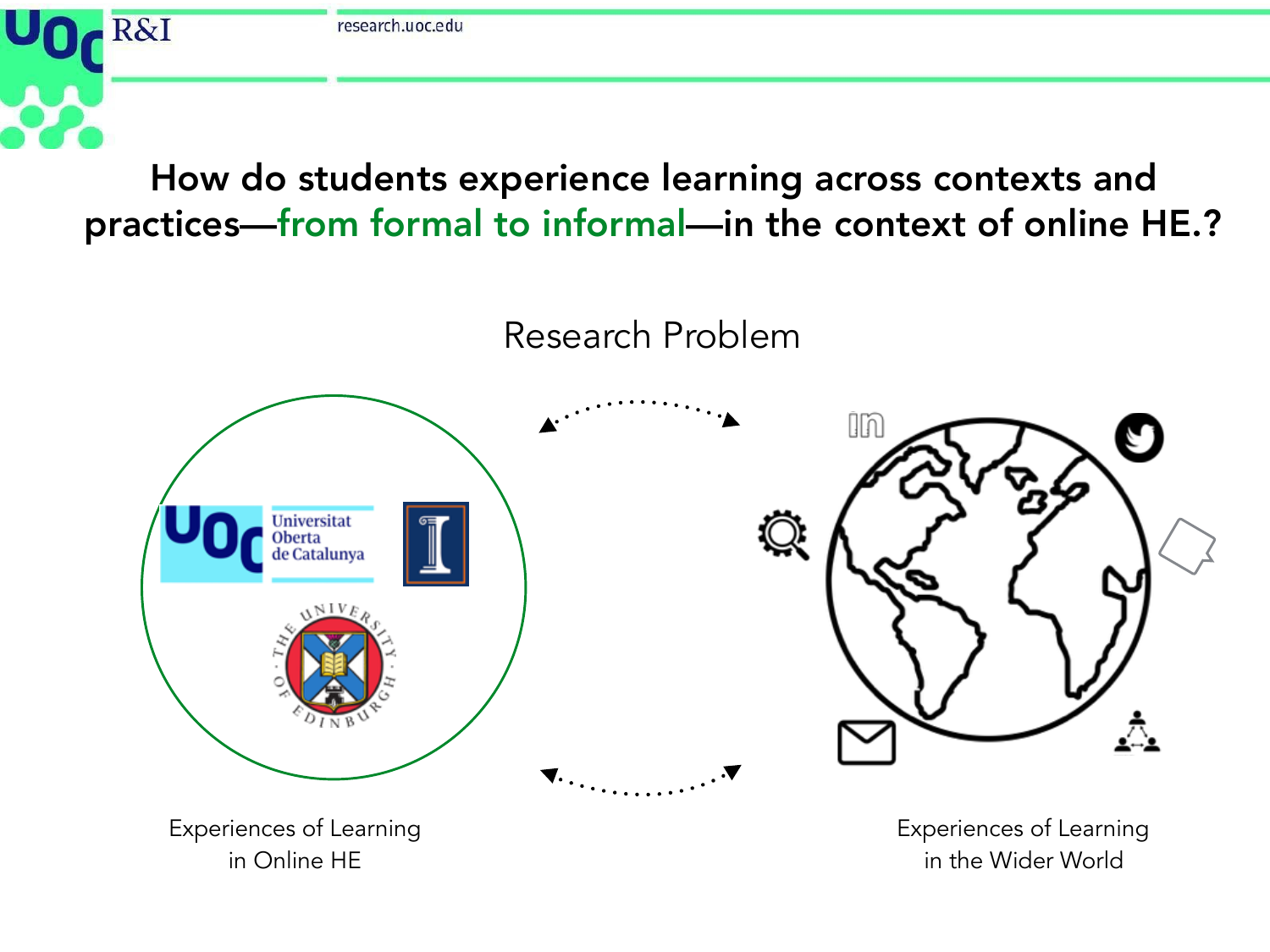# How do students experience learning across contexts and practices—from formal to informal—in the context of online HE.?

Research Problem

Experiences of Learning in Online HE

Experiences of Learning in the Wider World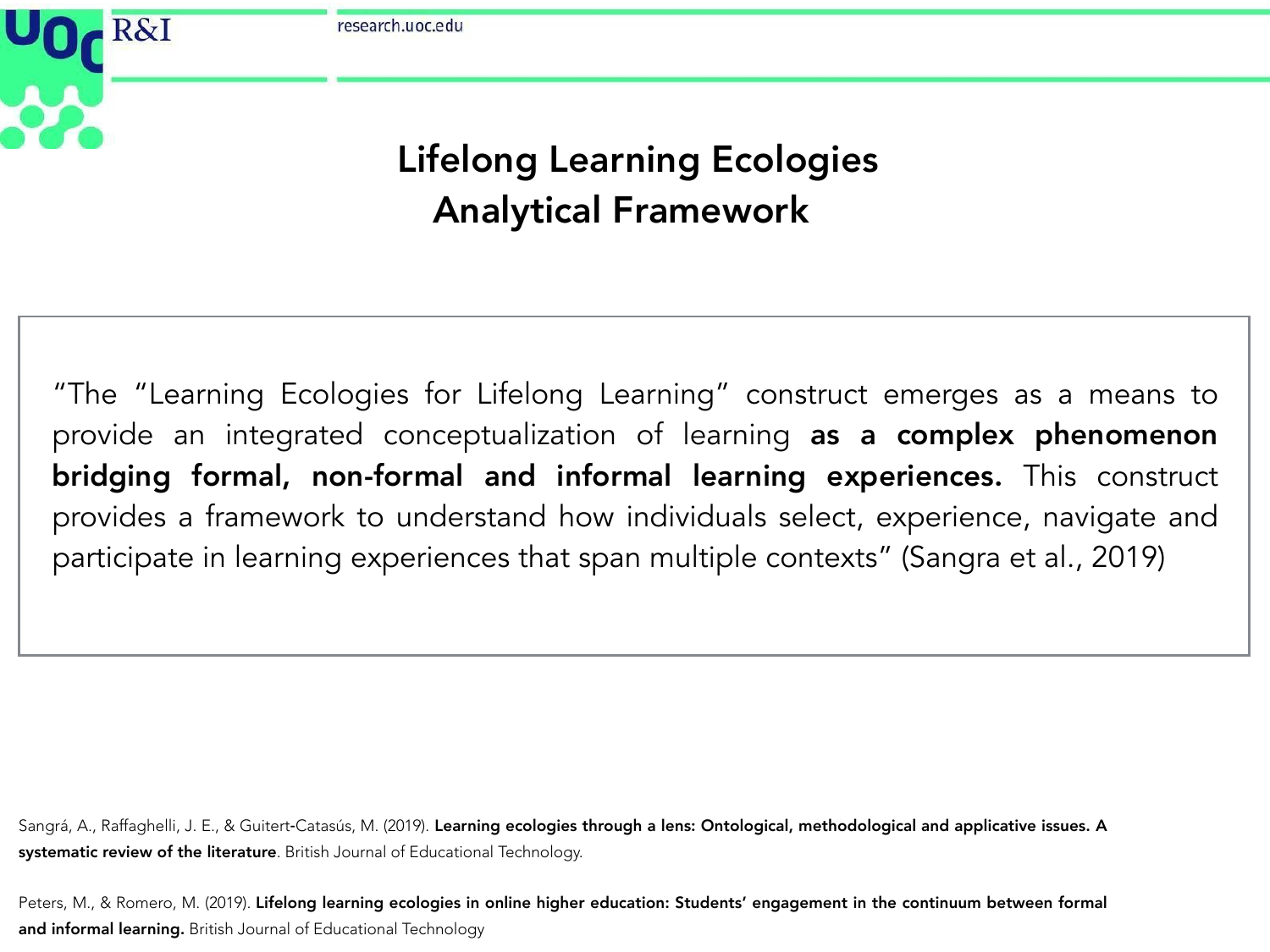# Lifelong Learning Ecologies Analytical Framework

"The "Learning Ecologies for Lifelong Learning" construct emerges as a means to provide an integrated conceptualization of learning **as a complex phenomenon bridging formal, non-formal and informal learning experiences.** This construct provides a framework to understand how individuals select, experience, navigate and participate in learning experiences that span multiple contexts" (Sangra et al., 2019)

Sangrá, A., Raffaghelli, J. E., & Guitert-Catasús, M. (2019). **Learning ecologies through a lens: Ontological, methodological and applicative issues. A systematic review of the literature**. British Journal of Educational Technology.

Peters, M., & Romero, M. (2019). **Lifelong learning ecologies in online higher education: Students' engagement in the continuum between formal and informal learning.** British Journal of Educational Technology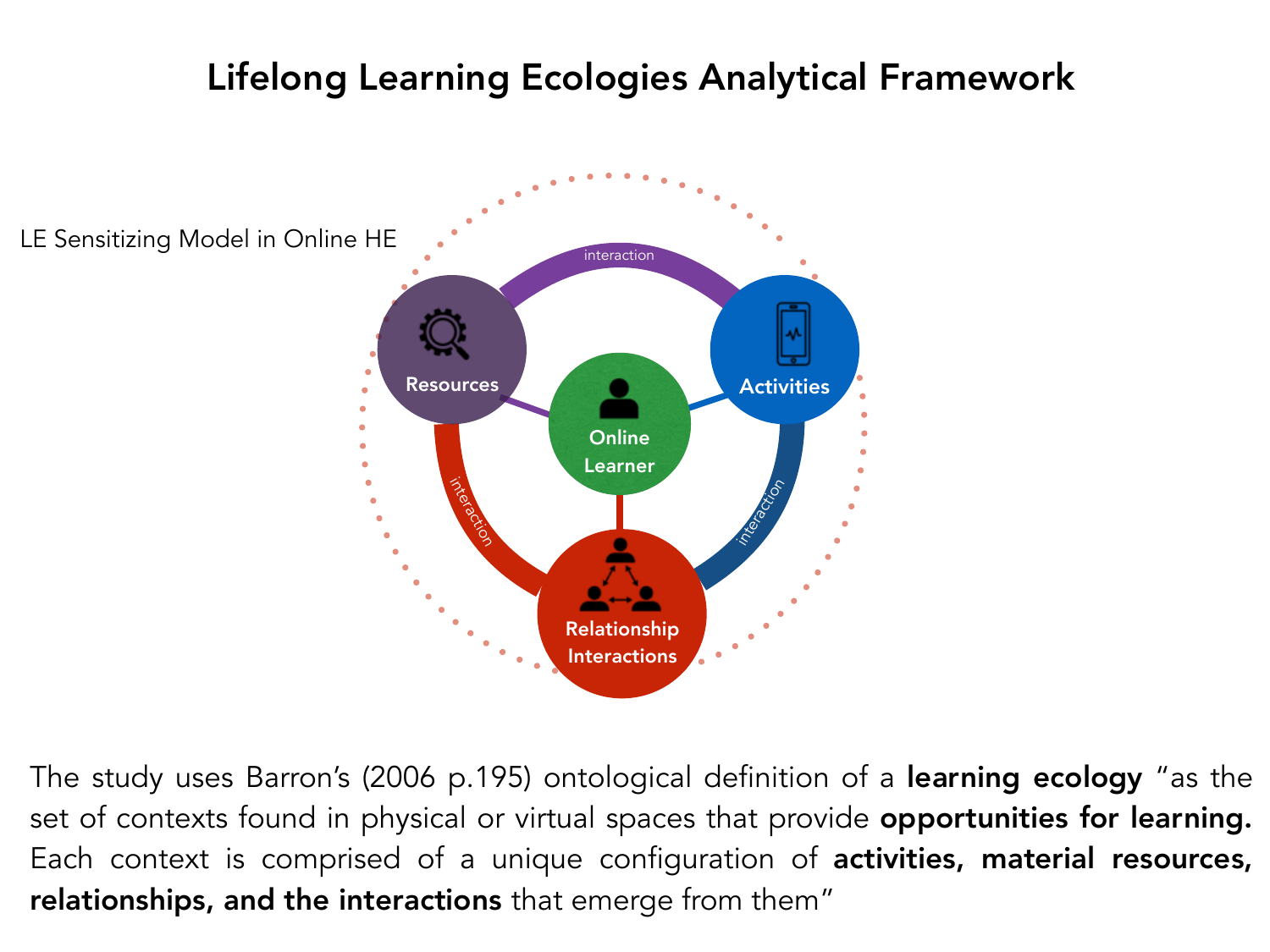# Lifelong Learning Ecologies Analytical Framework

LE Sensitizing Model in Online HE

Resources

Activities

Online Learner

Relationship Interactions

interaction

interaction

interaction

The study uses Barron's (2006 p.195) ontological definition of a **learning ecology** "as the set of contexts found in physical or virtual spaces that provide **opportunities for learning.** Each context is comprised of a unique configuration of **activities, material resources, relationships, and the interactions** that emerge from them"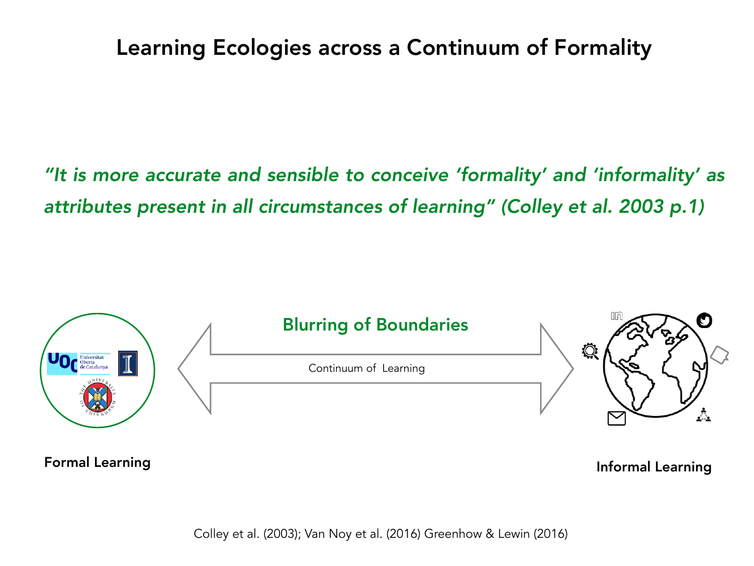# Learning Ecologies across a Continuum of Formality

*"It is more accurate and sensible to conceive 'formality' and 'informality' as attributes present in all circumstances of learning" (Colley et al. 2003 p.1)*

**Blurring of Boundaries**

Continuum of Learning

**Formal Learning**

**Informal Learning**

Colley et al. (2003); Van Noy et al. (2016) Greenhow & Lewin (2016)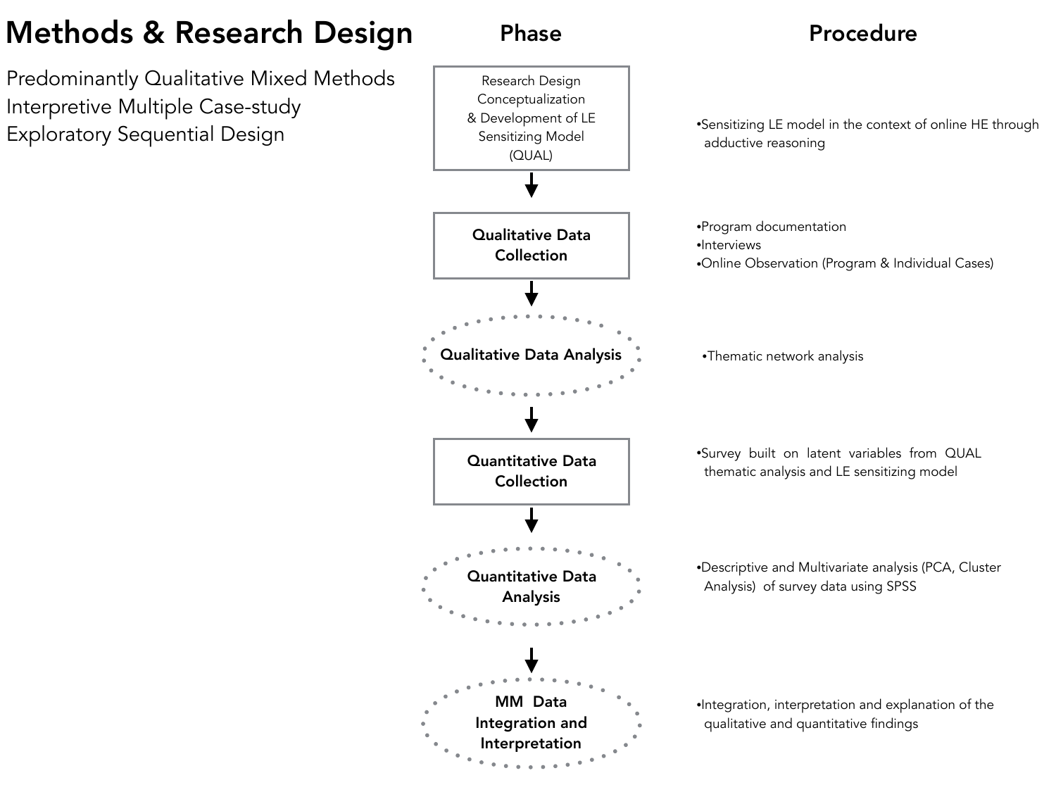# Methods & Research Design

Predominantly Qualitative Mixed Methods
Interpretive Multiple Case-study
Exploratory Sequential Design

| Phase | Procedure |
| --- | --- |
| Research Design Conceptualization & Development of LE Sensitizing Model (QUAL) | •Sensitizing LE model in the context of online HE through adductive reasoning |
| **Qualitative Data Collection** | •Program documentation<br>•Interviews<br>•Online Observation (Program & Individual Cases) |
| **Qualitative Data Analysis** | •Thematic network analysis |
| **Quantitative Data Collection** | •Survey built on latent variables from QUAL thematic analysis and LE sensitizing model |
| **Quantitative Data Analysis** | •Descriptive and Multivariate analysis (PCA, Cluster Analysis) of survey data using SPSS |
| **MM Data Integration and Interpretation** | •Integration, interpretation and explanation of the qualitative and quantitative findings |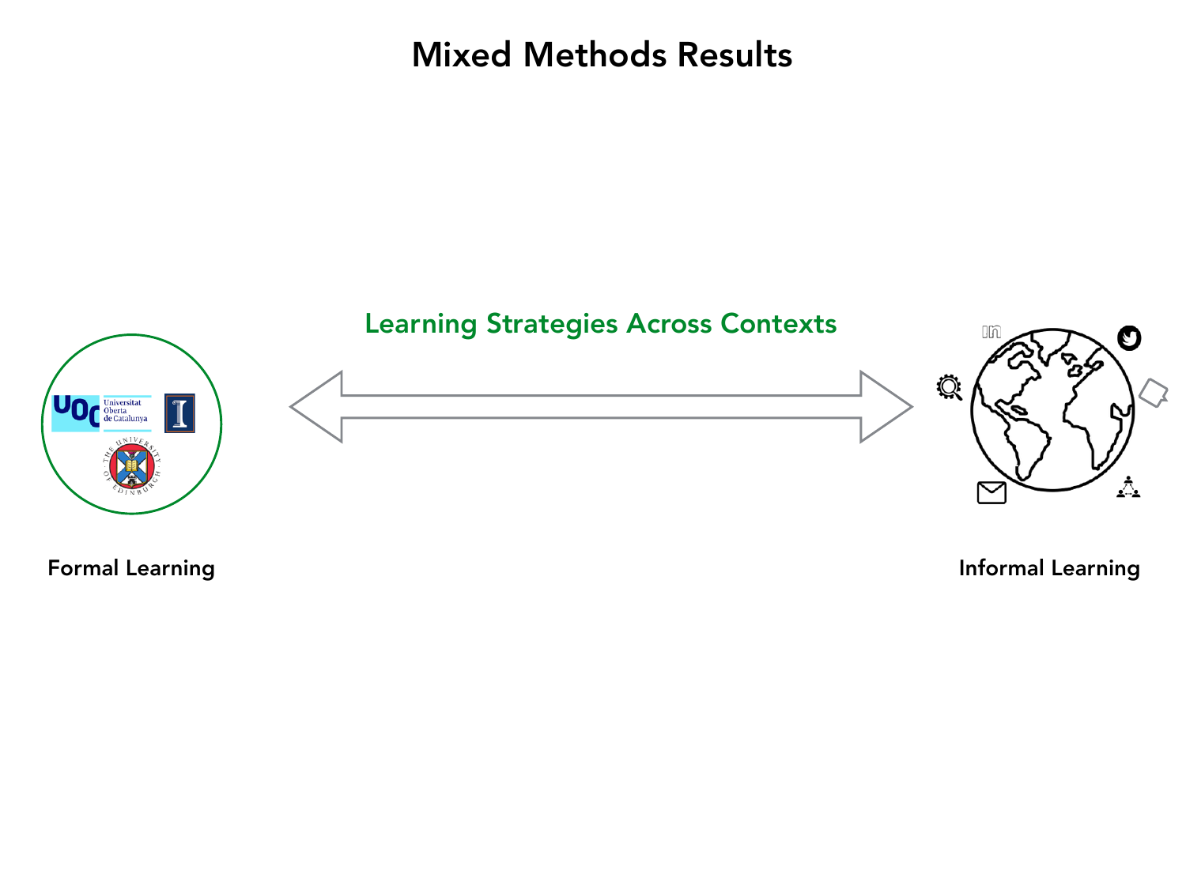# Mixed Methods Results

Learning Strategies Across Contexts

Formal Learning

Informal Learning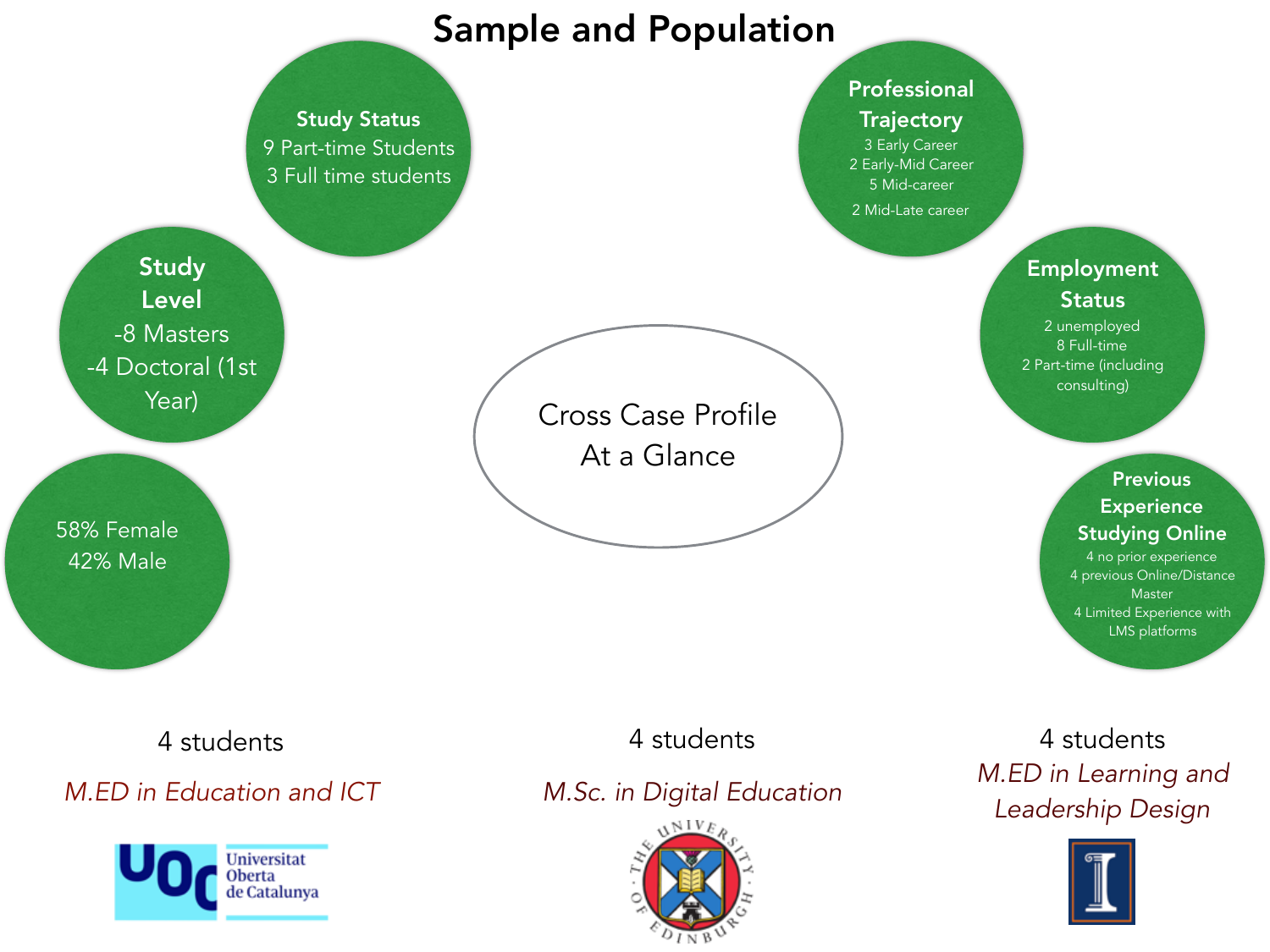# Sample and Population

**Study Status**
9 Part-time Students
3 Full time students

**Study Level**
-8 Masters
-4 Doctoral (1st Year)

58% Female
42% Male

Cross Case Profile
At a Glance

**Professional Trajectory**
3 Early Career
2 Early-Mid Career
5 Mid-career
2 Mid-Late career

**Employment Status**
2 unemployed
8 Full-time
2 Part-time (including consulting)

**Previous Experience Studying Online**
4 no prior experience
4 previous Online/Distance Master
4 Limited Experience with LMS platforms

4 students
*M.ED in Education and ICT*
Universitat Oberta de Catalunya

4 students
*M.Sc. in Digital Education*
The University of Edinburgh

4 students
*M.ED in Learning and Leadership Design*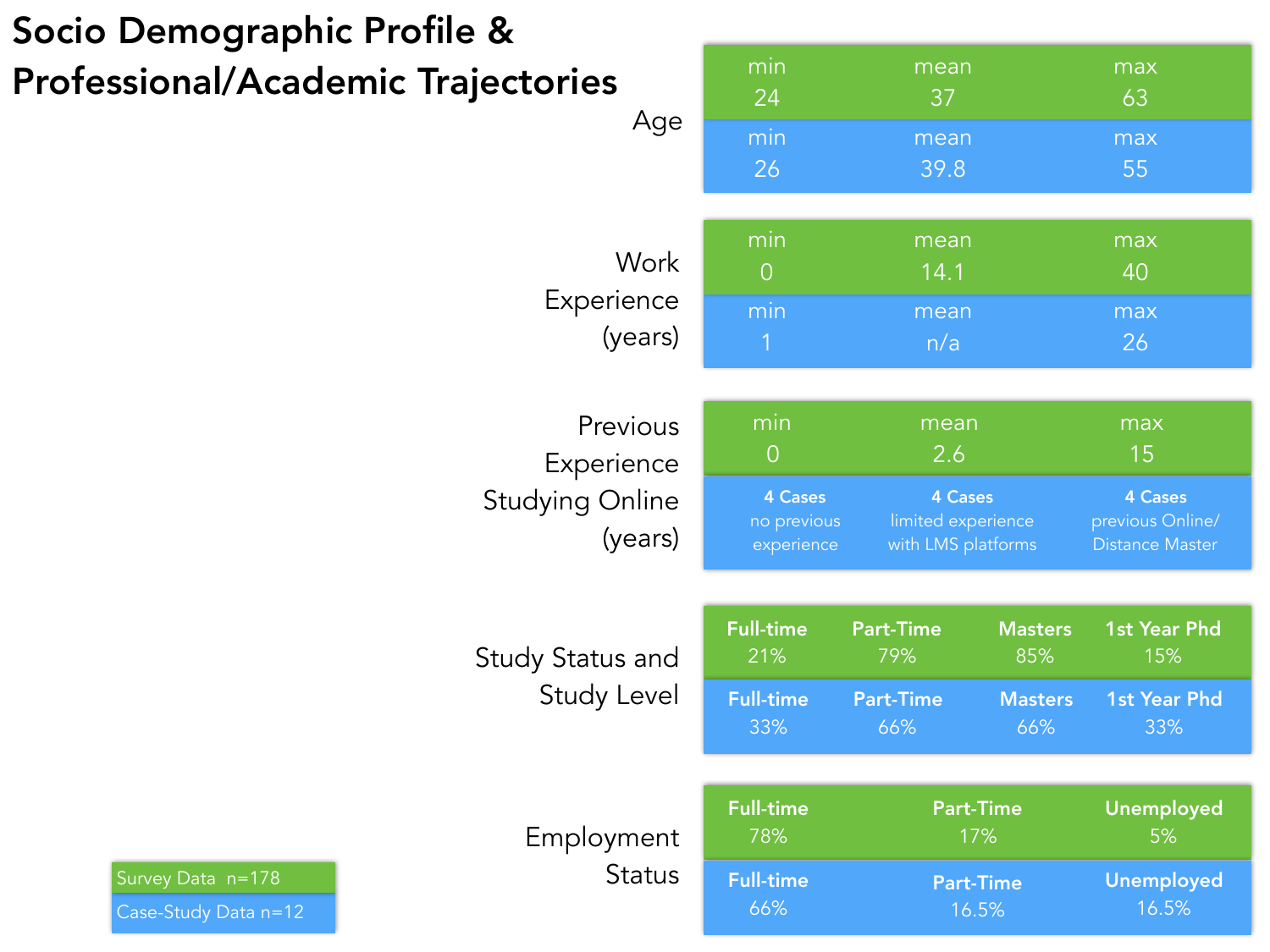# Socio Demographic Profile & Professional/Academic Trajectories

| | Data | min | mean | max |
|---|---|---|---|---|
| Age | Survey Data | 24 | 37 | 63 |
| | Case-Study Data | 26 | 39.8 | 55 |
| Work Experience (years) | Survey Data | 0 | 14.1 | 40 |
| | Case-Study Data | 1 | n/a | 26 |
| Previous Experience Studying Online (years) | Survey Data | 0 | 2.6 | 15 |
| | Case-Study Data | **4 Cases** no previous experience | **4 Cases** limited experience with LMS platforms | **4 Cases** previous Online/ Distance Master |

| Study Status and Study Level | Full-time | Part-Time | Masters | 1st Year Phd |
|---|---|---|---|---|
| Survey Data | 21% | 79% | 85% | 15% |
| Case-Study Data | 33% | 66% | 66% | 33% |

| Employment Status | Full-time | Part-Time | Unemployed |
|---|---|---|---|
| Survey Data | 78% | 17% | 5% |
| Case-Study Data | 66% | 16.5% | 16.5% |

Survey Data n=178

Case-Study Data n=12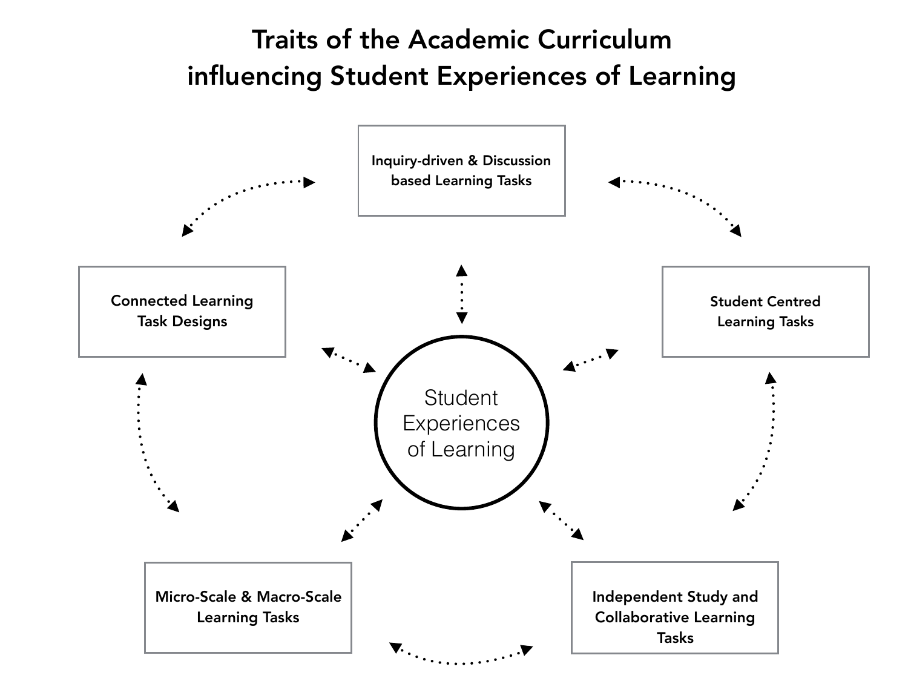# Traits of the Academic Curriculum influencing Student Experiences of Learning

Inquiry-driven & Discussion based Learning Tasks

Connected Learning Task Designs

Student Centred Learning Tasks

Student Experiences of Learning

Micro-Scale & Macro-Scale Learning Tasks

Independent Study and Collaborative Learning Tasks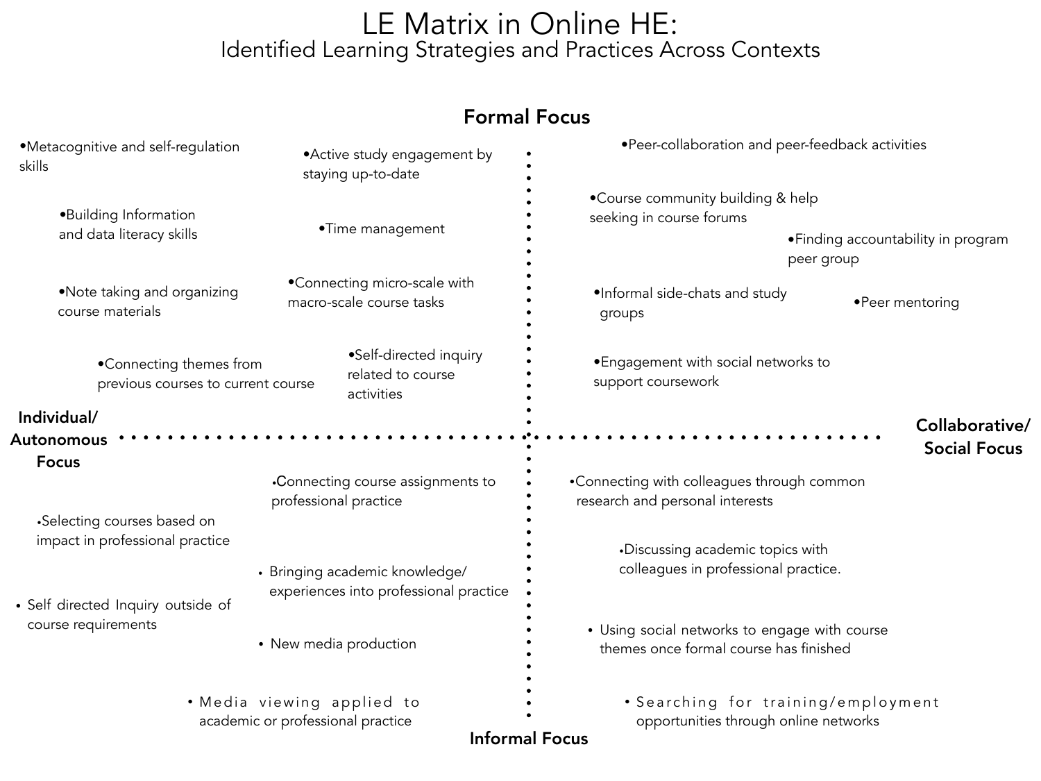# LE Matrix in Online HE:

## Identified Learning Strategies and Practices Across Contexts

**Formal Focus**

**Individual/ Autonomous Focus** — Formal Focus:

- Metacognitive and self-regulation skills
- Active study engagement by staying up-to-date
- Building Information and data literacy skills
- Time management
- Note taking and organizing course materials
- Connecting micro-scale with macro-scale course tasks
- Connecting themes from previous courses to current course
- Self-directed inquiry related to course activities

**Collaborative/ Social Focus** — Formal Focus:

- Peer-collaboration and peer-feedback activities
- Course community building & help seeking in course forums
- Finding accountability in program peer group
- Informal side-chats and study groups
- Peer mentoring
- Engagement with social networks to support coursework

**Individual/ Autonomous Focus** — Informal Focus:

- Connecting course assignments to professional practice
- Selecting courses based on impact in professional practice
- Bringing academic knowledge/ experiences into professional practice
- Self directed Inquiry outside of course requirements
- New media production
- Media viewing applied to academic or professional practice

**Collaborative/ Social Focus** — Informal Focus:

- Connecting with colleagues through common research and personal interests
- Discussing academic topics with colleagues in professional practice.
- Using social networks to engage with course themes once formal course has finished
- Searching for training/employment opportunities through online networks

**Informal Focus**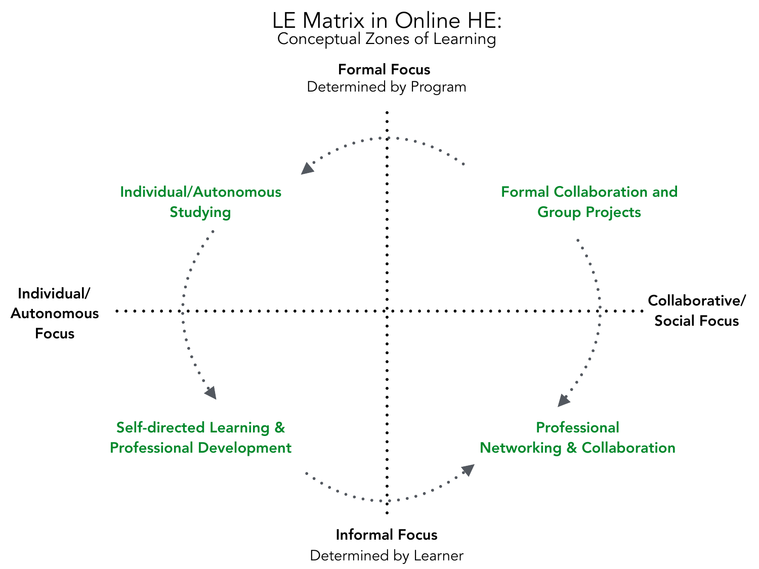# LE Matrix in Online HE:
Conceptual Zones of Learning

**Formal Focus**
Determined by Program

**Individual/ Autonomous Focus**

**Collaborative/ Social Focus**

**Informal Focus**
Determined by Learner

**Individual/Autonomous Studying**

**Formal Collaboration and Group Projects**

**Self-directed Learning & Professional Development**

**Professional Networking & Collaboration**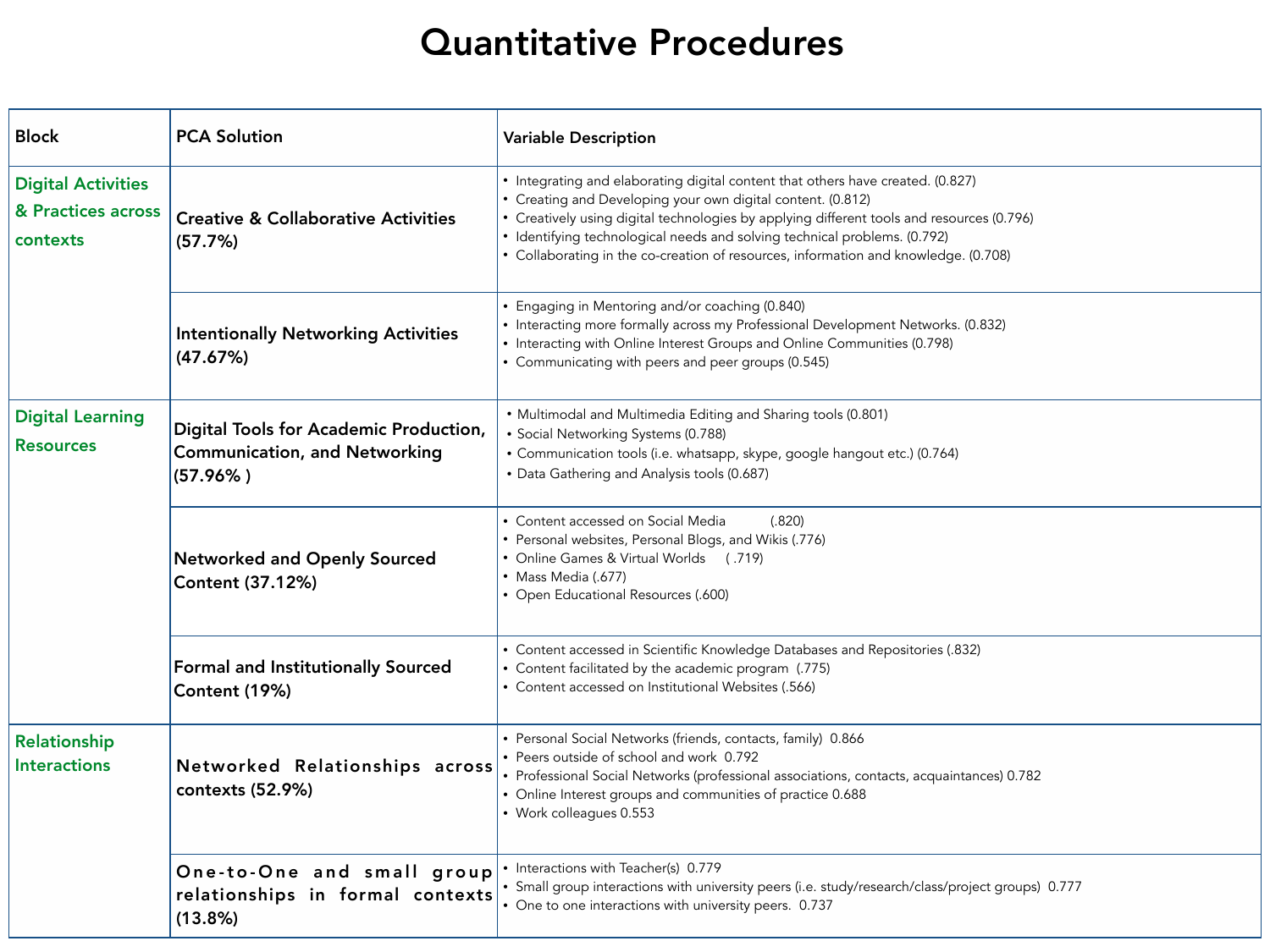# Quantitative Procedures

| Block | PCA Solution | Variable Description |
|---|---|---|
| **Digital Activities & Practices across contexts** | **Creative & Collaborative Activities (57.7%)** | • Integrating and elaborating digital content that others have created. (0.827)<br>• Creating and Developing your own digital content. (0.812)<br>• Creatively using digital technologies by applying different tools and resources (0.796)<br>• Identifying technological needs and solving technical problems. (0.792)<br>• Collaborating in the co-creation of resources, information and knowledge. (0.708) |
| | **Intentionally Networking Activities (47.67%)** | • Engaging in Mentoring and/or coaching (0.840)<br>• Interacting more formally across my Professional Development Networks. (0.832)<br>• Interacting with Online Interest Groups and Online Communities (0.798)<br>• Communicating with peers and peer groups (0.545) |
| **Digital Learning Resources** | **Digital Tools for Academic Production, Communication, and Networking (57.96% )** | • Multimodal and Multimedia Editing and Sharing tools (0.801)<br>• Social Networking Systems (0.788)<br>• Communication tools (i.e. whatsapp, skype, google hangout etc.) (0.764)<br>• Data Gathering and Analysis tools (0.687) |
| | **Networked and Openly Sourced Content (37.12%)** | • Content accessed on Social Media (.820)<br>• Personal websites, Personal Blogs, and Wikis (.776)<br>• Online Games & Virtual Worlds ( .719)<br>• Mass Media (.677)<br>• Open Educational Resources (.600) |
| | **Formal and Institutionally Sourced Content (19%)** | • Content accessed in Scientific Knowledge Databases and Repositories (.832)<br>• Content facilitated by the academic program (.775)<br>• Content accessed on Institutional Websites (.566) |
| **Relationship Interactions** | **Networked Relationships across contexts (52.9%)** | • Personal Social Networks (friends, contacts, family) 0.866<br>• Peers outside of school and work 0.792<br>• Professional Social Networks (professional associations, contacts, acquaintances) 0.782<br>• Online Interest groups and communities of practice 0.688<br>• Work colleagues 0.553 |
| | **One-to-One and small group relationships in formal contexts (13.8%)** | • Interactions with Teacher(s) 0.779<br>• Small group interactions with university peers (i.e. study/research/class/project groups) 0.777<br>• One to one interactions with university peers. 0.737 |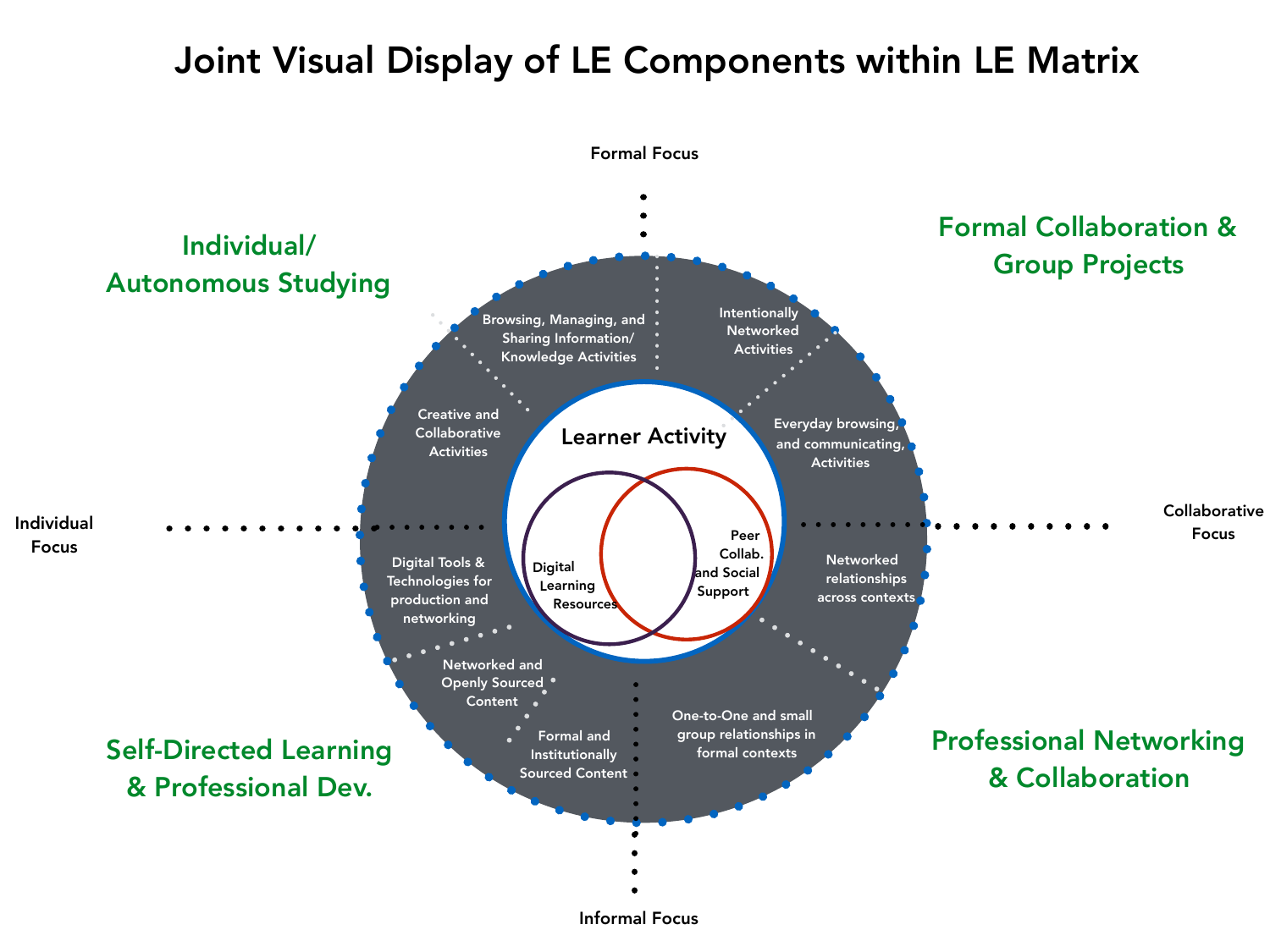# Joint Visual Display of LE Components within LE Matrix

Formal Focus

Informal Focus

Individual Focus

Collaborative Focus

**Individual/ Autonomous Studying**

**Formal Collaboration & Group Projects**

**Self-Directed Learning & Professional Dev.**

**Professional Networking & Collaboration**

Learner Activity

Digital Learning Resources

Peer Collab. and Social Support

Browsing, Managing, and Sharing Information/ Knowledge Activities

Intentionally Networked Activities

Everyday browsing, and communicating, Activities

Networked relationships across contexts

One-to-One and small group relationships in formal contexts

Formal and Institutionally Sourced Content

Networked and Openly Sourced Content

Digital Tools & Technologies for production and networking

Creative and Collaborative Activities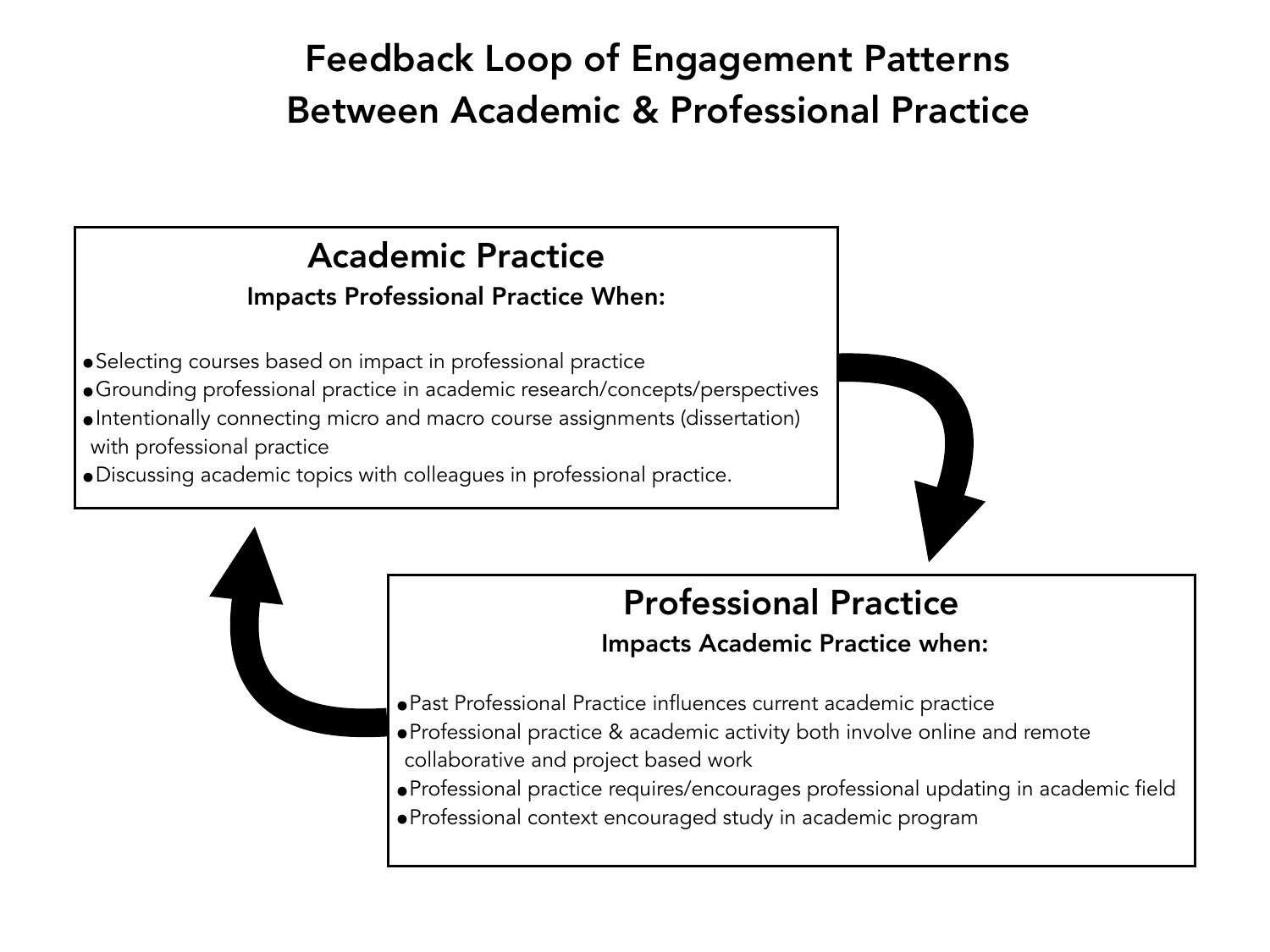# Feedback Loop of Engagement Patterns Between Academic & Professional Practice

## Academic Practice

**Impacts Professional Practice When:**

- Selecting courses based on impact in professional practice
- Grounding professional practice in academic research/concepts/perspectives
- Intentionally connecting micro and macro course assignments (dissertation) with professional practice
- Discussing academic topics with colleagues in professional practice.

## Professional Practice

**Impacts Academic Practice when:**

- Past Professional Practice influences current academic practice
- Professional practice & academic activity both involve online and remote collaborative and project based work
- Professional practice requires/encourages professional updating in academic field
- Professional context encouraged study in academic program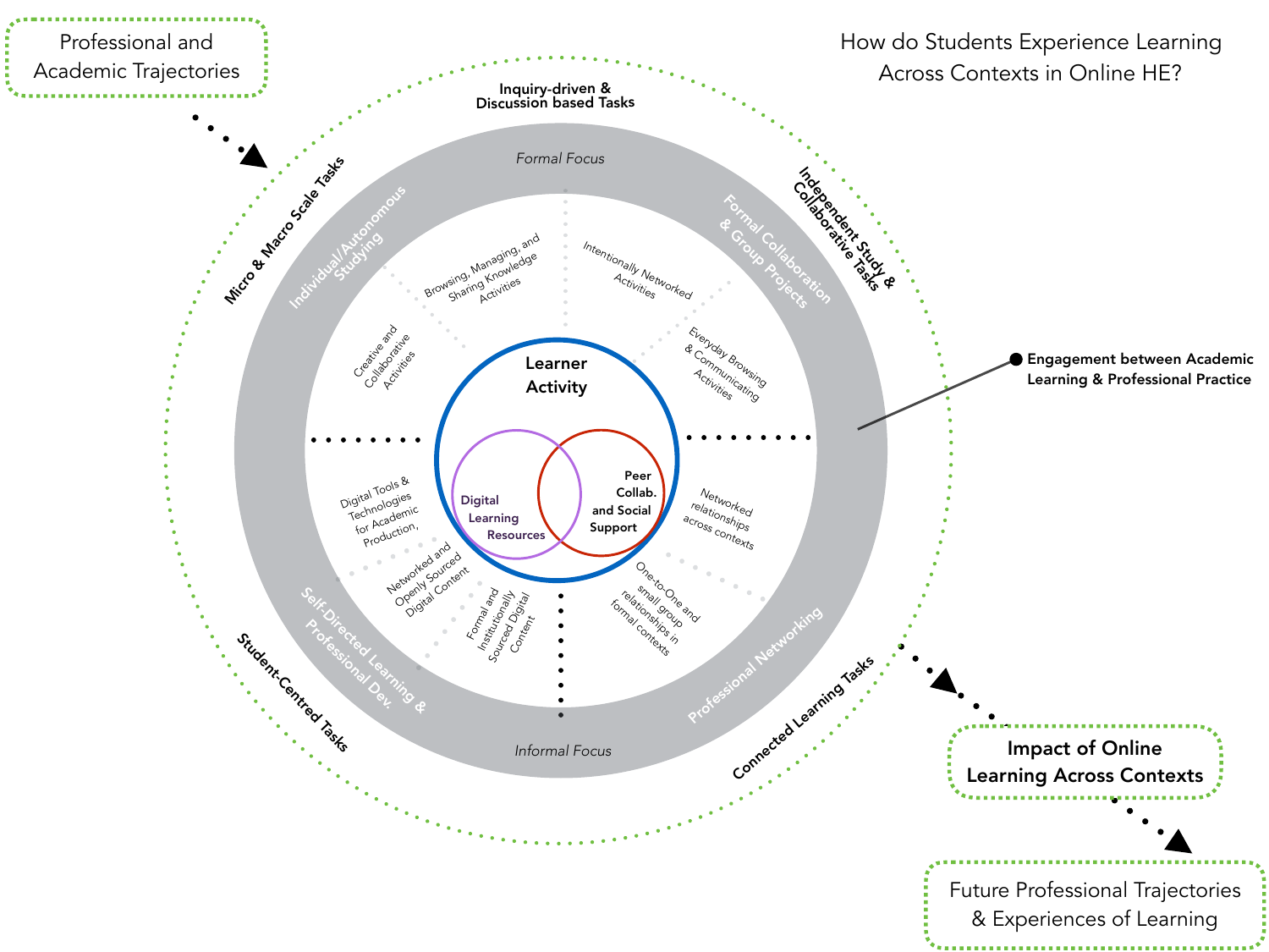How do Students Experience Learning Across Contexts in Online HE?

Professional and Academic Trajectories

Inquiry-driven & Discussion based Tasks

Independent Study & Collaborative Tasks

Connected Learning Tasks

Student-Centred Tasks

Micro & Macro Scale Tasks

*Formal Focus*

Individual/Autonomous Studying

Formal Collaboration & Group Projects

Professional Networking

Self-Directed Learning & Professional Dev.

*Informal Focus*

Browsing, Managing, and Sharing Knowledge Activities

Intentionally Networked Activities

Everyday Browsing & Communicating Activities

Creative and Collaborative Activities

Networked relationships across contexts

One-to-One and small group relationships in formal contexts

Formal and Institutionally Sourced Digital Content

Networked and Openly Sourced Digital Content

Digital Tools & Technologies for Academic Production,

Learner Activity

Digital Learning Resources

Peer Collab. and Social Support

Engagement between Academic Learning & Professional Practice

Impact of Online Learning Across Contexts

Future Professional Trajectories & Experiences of Learning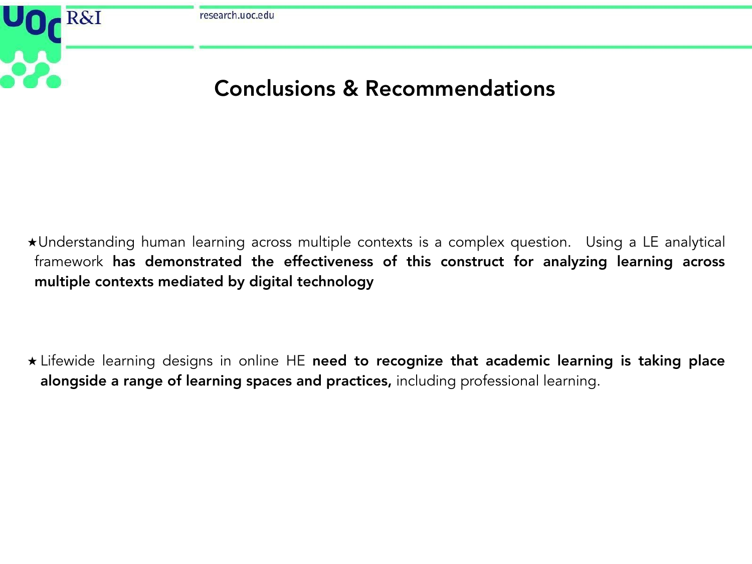# Conclusions & Recommendations

★Understanding human learning across multiple contexts is a complex question. Using a LE analytical framework **has demonstrated the effectiveness of this construct for analyzing learning across multiple contexts mediated by digital technology**

★ Lifewide learning designs in online HE **need to recognize that academic learning is taking place alongside a range of learning spaces and practices,** including professional learning.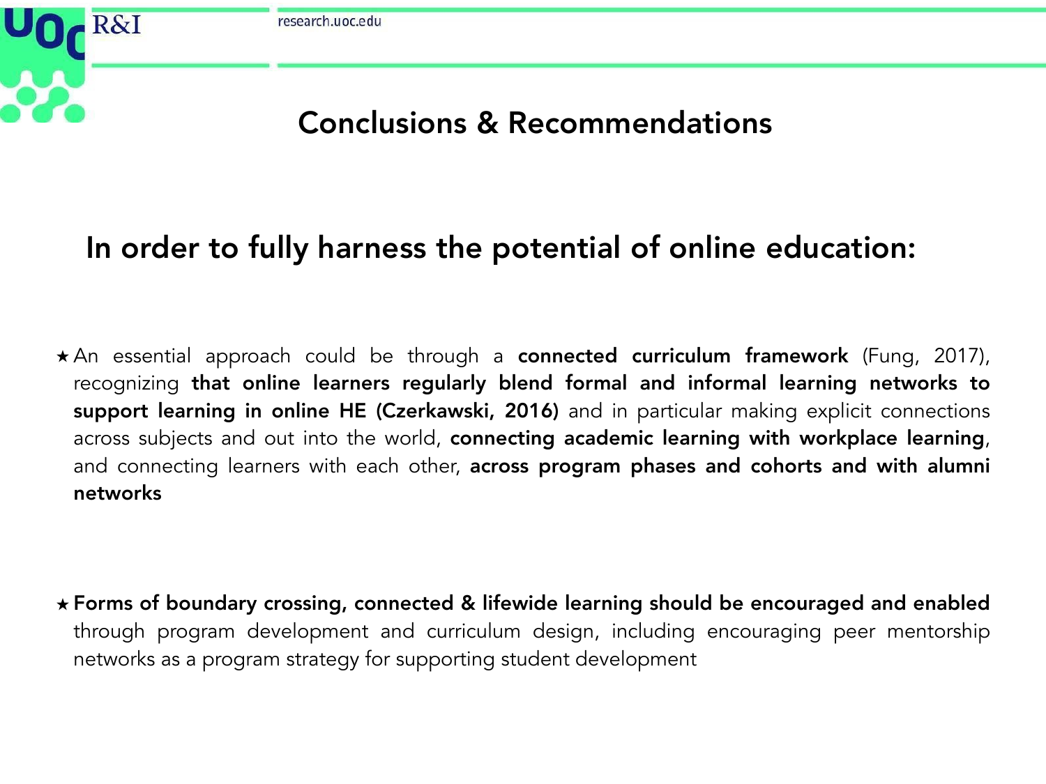# Conclusions & Recommendations

## In order to fully harness the potential of online education:

- An essential approach could be through a **connected curriculum framework** (Fung, 2017), recognizing **that online learners regularly blend formal and informal learning networks to support learning in online HE (Czerkawski, 2016)** and in particular making explicit connections across subjects and out into the world, **connecting academic learning with workplace learning**, and connecting learners with each other, **across program phases and cohorts and with alumni networks**

- **Forms of boundary crossing, connected & lifewide learning should be encouraged and enabled** through program development and curriculum design, including encouraging peer mentorship networks as a program strategy for supporting student development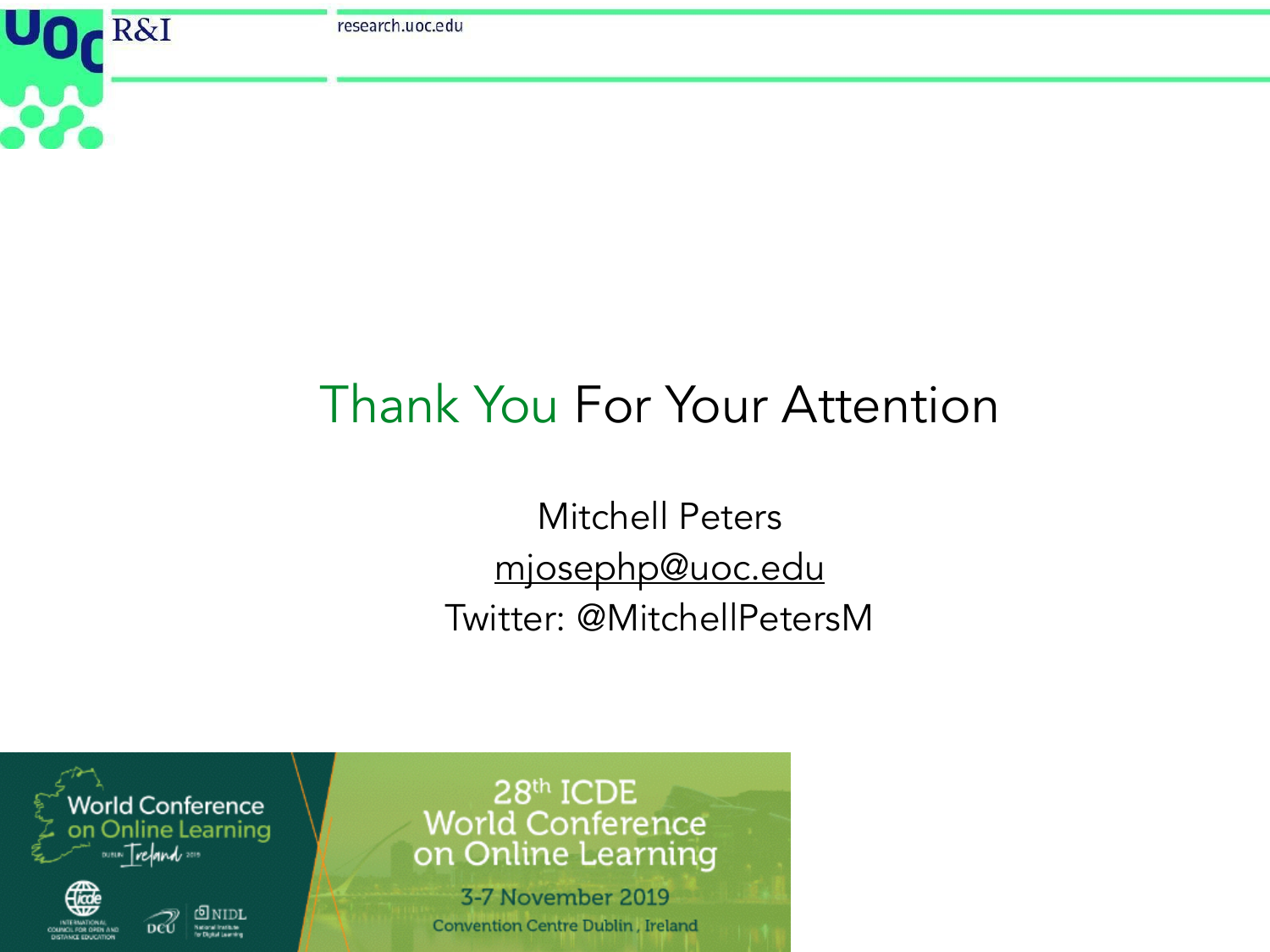# Thank You For Your Attention

Mitchell Peters

mjosephp@uoc.edu

Twitter: @MitchellPetersM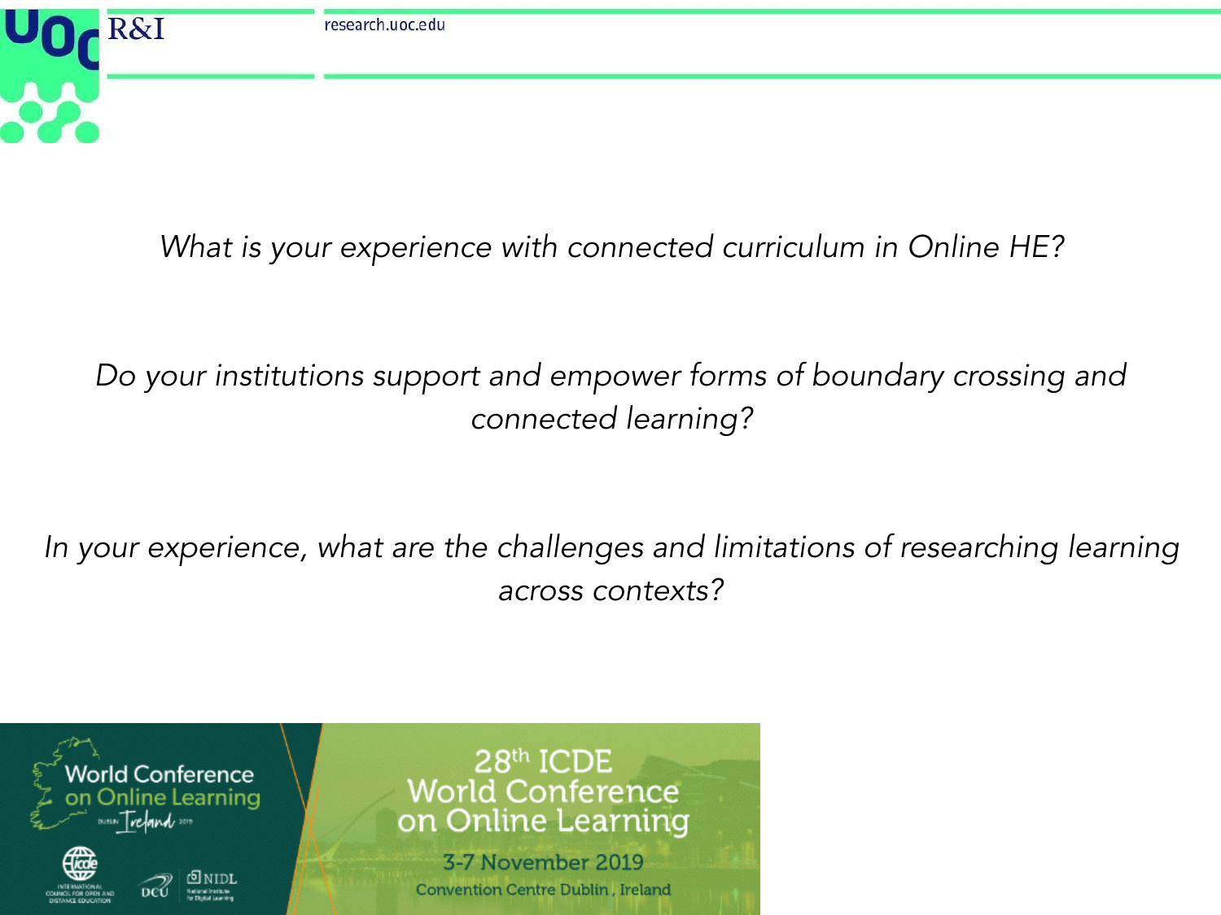*What is your experience with connected curriculum in Online HE?*

*Do your institutions support and empower forms of boundary crossing and connected learning?*

*In your experience, what are the challenges and limitations of researching learning across contexts?*